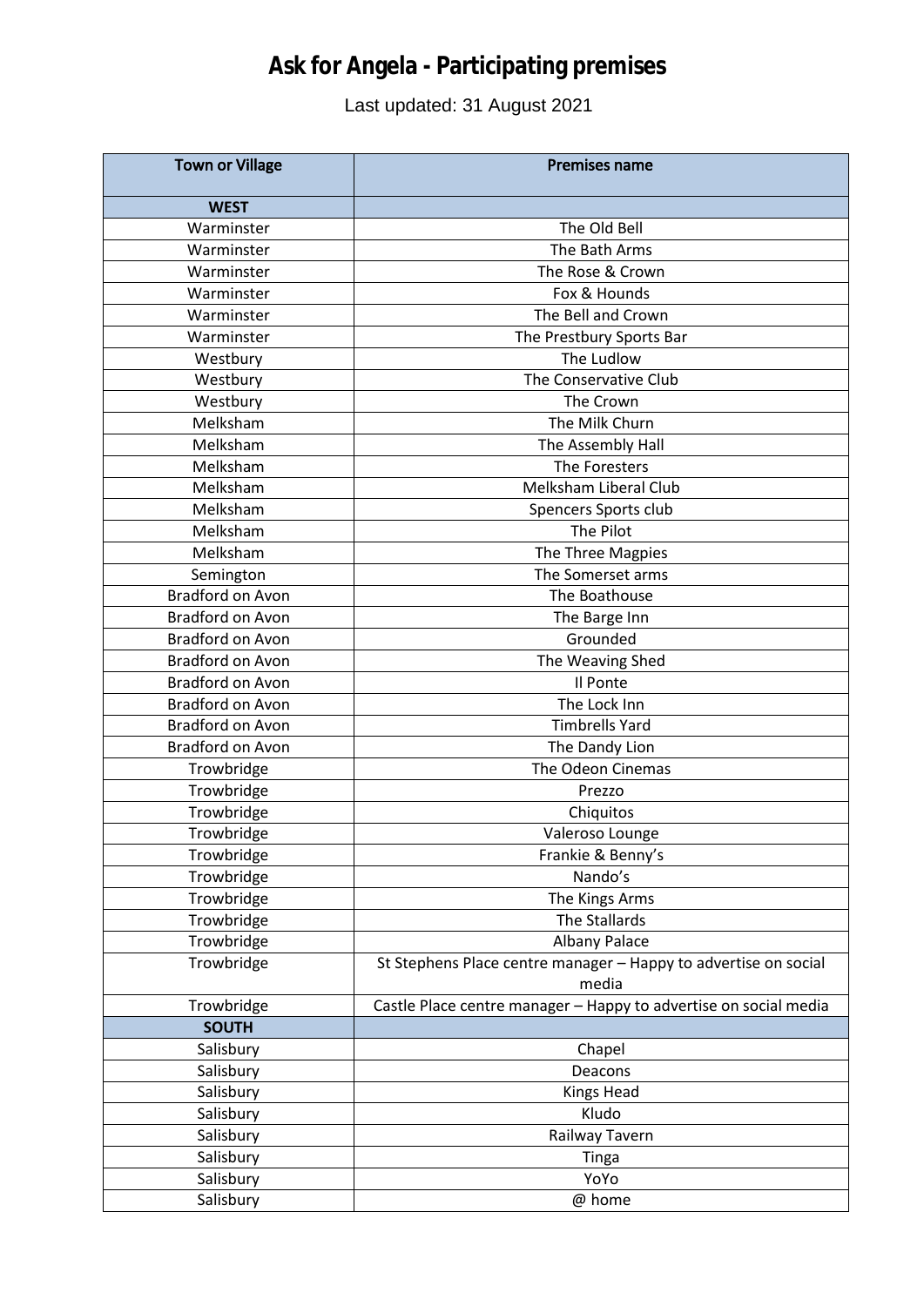# Ask for Angela - Participating premises

Last updated: 31 August 2021

| Town or Village | Premises name |
|---|---|
| **WEST** | |
| Warminster | The Old Bell |
| Warminster | The Bath Arms |
| Warminster | The Rose & Crown |
| Warminster | Fox & Hounds |
| Warminster | The Bell and Crown |
| Warminster | The Prestbury Sports Bar |
| Westbury | The Ludlow |
| Westbury | The Conservative Club |
| Westbury | The Crown |
| Melksham | The Milk Churn |
| Melksham | The Assembly Hall |
| Melksham | The Foresters |
| Melksham | Melksham Liberal Club |
| Melksham | Spencers Sports club |
| Melksham | The Pilot |
| Melksham | The Three Magpies |
| Semington | The Somerset arms |
| Bradford on Avon | The Boathouse |
| Bradford on Avon | The Barge Inn |
| Bradford on Avon | Grounded |
| Bradford on Avon | The Weaving Shed |
| Bradford on Avon | Il Ponte |
| Bradford on Avon | The Lock Inn |
| Bradford on Avon | Timbrells Yard |
| Bradford on Avon | The Dandy Lion |
| Trowbridge | The Odeon Cinemas |
| Trowbridge | Prezzo |
| Trowbridge | Chiquitos |
| Trowbridge | Valeroso Lounge |
| Trowbridge | Frankie & Benny's |
| Trowbridge | Nando's |
| Trowbridge | The Kings Arms |
| Trowbridge | The Stallards |
| Trowbridge | Albany Palace |
| Trowbridge | St Stephens Place centre manager – Happy to advertise on social media |
| Trowbridge | Castle Place centre manager – Happy to advertise on social media |
| **SOUTH** | |
| Salisbury | Chapel |
| Salisbury | Deacons |
| Salisbury | Kings Head |
| Salisbury | Kludo |
| Salisbury | Railway Tavern |
| Salisbury | Tinga |
| Salisbury | YoYo |
| Salisbury | @ home |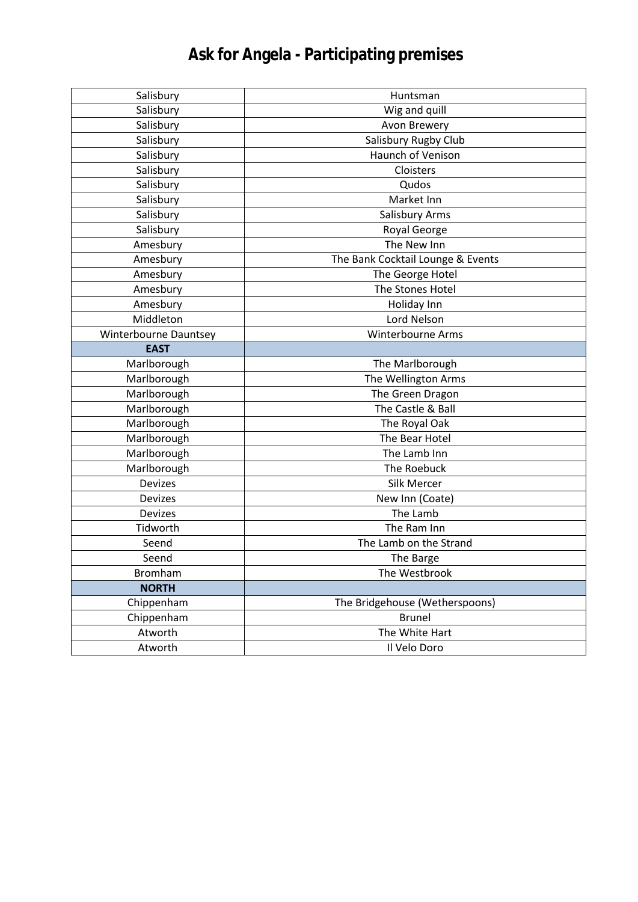# Ask for Angela - Participating premises

| | |
|---|---|
| Salisbury | Huntsman |
| Salisbury | Wig and quill |
| Salisbury | Avon Brewery |
| Salisbury | Salisbury Rugby Club |
| Salisbury | Haunch of Venison |
| Salisbury | Cloisters |
| Salisbury | Qudos |
| Salisbury | Market Inn |
| Salisbury | Salisbury Arms |
| Salisbury | Royal George |
| Amesbury | The New Inn |
| Amesbury | The Bank Cocktail Lounge & Events |
| Amesbury | The George Hotel |
| Amesbury | The Stones Hotel |
| Amesbury | Holiday Inn |
| Middleton | Lord Nelson |
| Winterbourne Dauntsey | Winterbourne Arms |
| **EAST** | |
| Marlborough | The Marlborough |
| Marlborough | The Wellington Arms |
| Marlborough | The Green Dragon |
| Marlborough | The Castle & Ball |
| Marlborough | The Royal Oak |
| Marlborough | The Bear Hotel |
| Marlborough | The Lamb Inn |
| Marlborough | The Roebuck |
| Devizes | Silk Mercer |
| Devizes | New Inn (Coate) |
| Devizes | The Lamb |
| Tidworth | The Ram Inn |
| Seend | The Lamb on the Strand |
| Seend | The Barge |
| Bromham | The Westbrook |
| **NORTH** | |
| Chippenham | The Bridgehouse (Wetherspoons) |
| Chippenham | Brunel |
| Atworth | The White Hart |
| Atworth | Il Velo Doro |